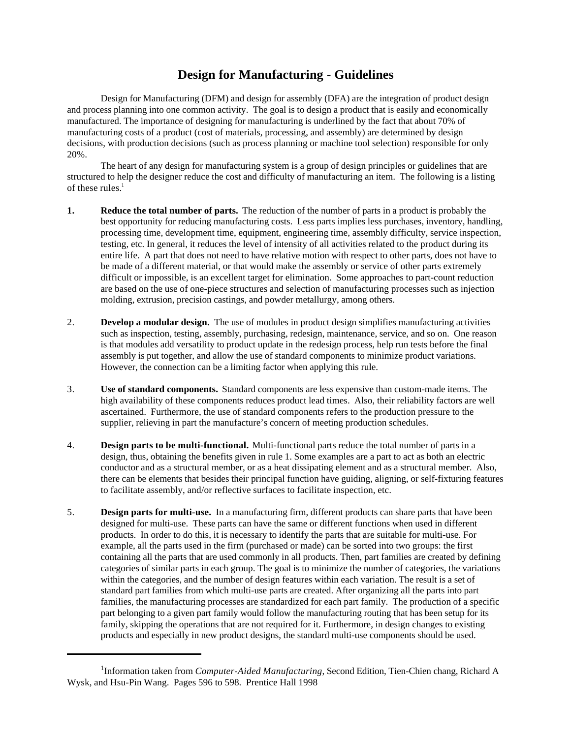# Design for Manufacturing - Guidelines

Design for Manufacturing (DFM) and design for assembly (DFA) are the integration of product design and process planning into one common activity. The goal is to design a product that is easily and economically manufactured. The importance of designing for manufacturing is underlined by the fact that about 70% of manufacturing costs of a product (cost of materials, processing, and assembly) are determined by design decisions, with production decisions (such as process planning or machine tool selection) responsible for only 20%.

The heart of any design for manufacturing system is a group of design principles or guidelines that are structured to help the designer reduce the cost and difficulty of manufacturing an item. The following is a listing of these rules.[1]

**1.** **Reduce the total number of parts.** The reduction of the number of parts in a product is probably the best opportunity for reducing manufacturing costs. Less parts implies less purchases, inventory, handling, processing time, development time, equipment, engineering time, assembly difficulty, service inspection, testing, etc. In general, it reduces the level of intensity of all activities related to the product during its entire life. A part that does not need to have relative motion with respect to other parts, does not have to be made of a different material, or that would make the assembly or service of other parts extremely difficult or impossible, is an excellent target for elimination. Some approaches to part-count reduction are based on the use of one-piece structures and selection of manufacturing processes such as injection molding, extrusion, precision castings, and powder metallurgy, among others.

2. **Develop a modular design.** The use of modules in product design simplifies manufacturing activities such as inspection, testing, assembly, purchasing, redesign, maintenance, service, and so on. One reason is that modules add versatility to product update in the redesign process, help run tests before the final assembly is put together, and allow the use of standard components to minimize product variations. However, the connection can be a limiting factor when applying this rule.

3. **Use of standard components.** Standard components are less expensive than custom-made items. The high availability of these components reduces product lead times. Also, their reliability factors are well ascertained. Furthermore, the use of standard components refers to the production pressure to the supplier, relieving in part the manufacture's concern of meeting production schedules.

4. **Design parts to be multi-functional.** Multi-functional parts reduce the total number of parts in a design, thus, obtaining the benefits given in rule 1. Some examples are a part to act as both an electric conductor and as a structural member, or as a heat dissipating element and as a structural member. Also, there can be elements that besides their principal function have guiding, aligning, or self-fixturing features to facilitate assembly, and/or reflective surfaces to facilitate inspection, etc.

5. **Design parts for multi-use.** In a manufacturing firm, different products can share parts that have been designed for multi-use. These parts can have the same or different functions when used in different products. In order to do this, it is necessary to identify the parts that are suitable for multi-use. For example, all the parts used in the firm (purchased or made) can be sorted into two groups: the first containing all the parts that are used commonly in all products. Then, part families are created by defining categories of similar parts in each group. The goal is to minimize the number of categories, the variations within the categories, and the number of design features within each variation. The result is a set of standard part families from which multi-use parts are created. After organizing all the parts into part families, the manufacturing processes are standardized for each part family. The production of a specific part belonging to a given part family would follow the manufacturing routing that has been setup for its family, skipping the operations that are not required for it. Furthermore, in design changes to existing products and especially in new product designs, the standard multi-use components should be used.

---

[1] Information taken from *Computer-Aided Manufacturing*, Second Edition, Tien-Chien chang, Richard A Wysk, and Hsu-Pin Wang. Pages 596 to 598. Prentice Hall 1998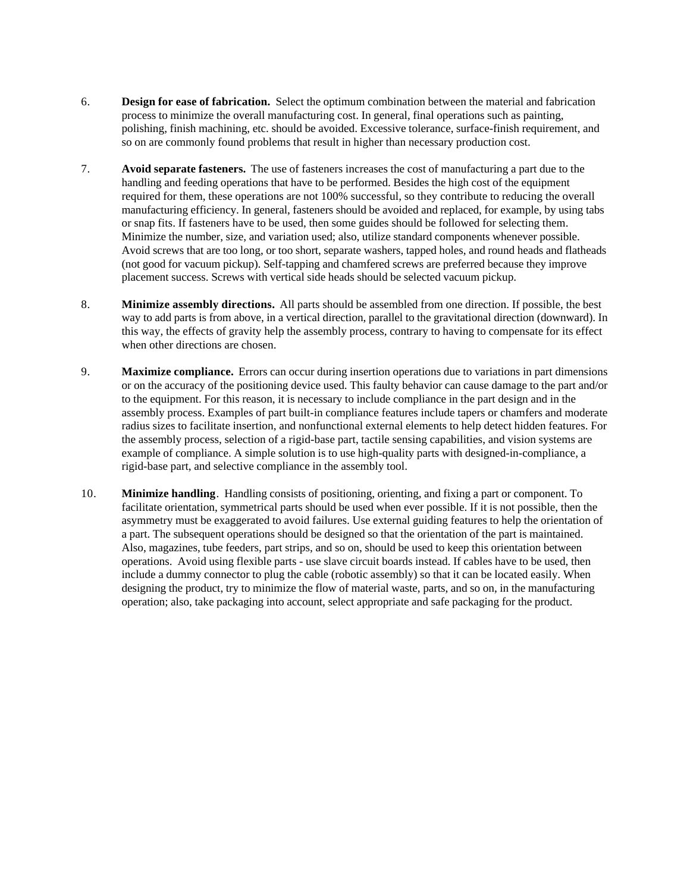6. **Design for ease of fabrication.** Select the optimum combination between the material and fabrication process to minimize the overall manufacturing cost. In general, final operations such as painting, polishing, finish machining, etc. should be avoided. Excessive tolerance, surface-finish requirement, and so on are commonly found problems that result in higher than necessary production cost.

7. **Avoid separate fasteners.** The use of fasteners increases the cost of manufacturing a part due to the handling and feeding operations that have to be performed. Besides the high cost of the equipment required for them, these operations are not 100% successful, so they contribute to reducing the overall manufacturing efficiency. In general, fasteners should be avoided and replaced, for example, by using tabs or snap fits. If fasteners have to be used, then some guides should be followed for selecting them. Minimize the number, size, and variation used; also, utilize standard components whenever possible. Avoid screws that are too long, or too short, separate washers, tapped holes, and round heads and flatheads (not good for vacuum pickup). Self-tapping and chamfered screws are preferred because they improve placement success. Screws with vertical side heads should be selected vacuum pickup.

8. **Minimize assembly directions.** All parts should be assembled from one direction. If possible, the best way to add parts is from above, in a vertical direction, parallel to the gravitational direction (downward). In this way, the effects of gravity help the assembly process, contrary to having to compensate for its effect when other directions are chosen.

9. **Maximize compliance.** Errors can occur during insertion operations due to variations in part dimensions or on the accuracy of the positioning device used. This faulty behavior can cause damage to the part and/or to the equipment. For this reason, it is necessary to include compliance in the part design and in the assembly process. Examples of part built-in compliance features include tapers or chamfers and moderate radius sizes to facilitate insertion, and nonfunctional external elements to help detect hidden features. For the assembly process, selection of a rigid-base part, tactile sensing capabilities, and vision systems are example of compliance. A simple solution is to use high-quality parts with designed-in-compliance, a rigid-base part, and selective compliance in the assembly tool.

10. **Minimize handling**. Handling consists of positioning, orienting, and fixing a part or component. To facilitate orientation, symmetrical parts should be used when ever possible. If it is not possible, then the asymmetry must be exaggerated to avoid failures. Use external guiding features to help the orientation of a part. The subsequent operations should be designed so that the orientation of the part is maintained. Also, magazines, tube feeders, part strips, and so on, should be used to keep this orientation between operations. Avoid using flexible parts - use slave circuit boards instead. If cables have to be used, then include a dummy connector to plug the cable (robotic assembly) so that it can be located easily. When designing the product, try to minimize the flow of material waste, parts, and so on, in the manufacturing operation; also, take packaging into account, select appropriate and safe packaging for the product.